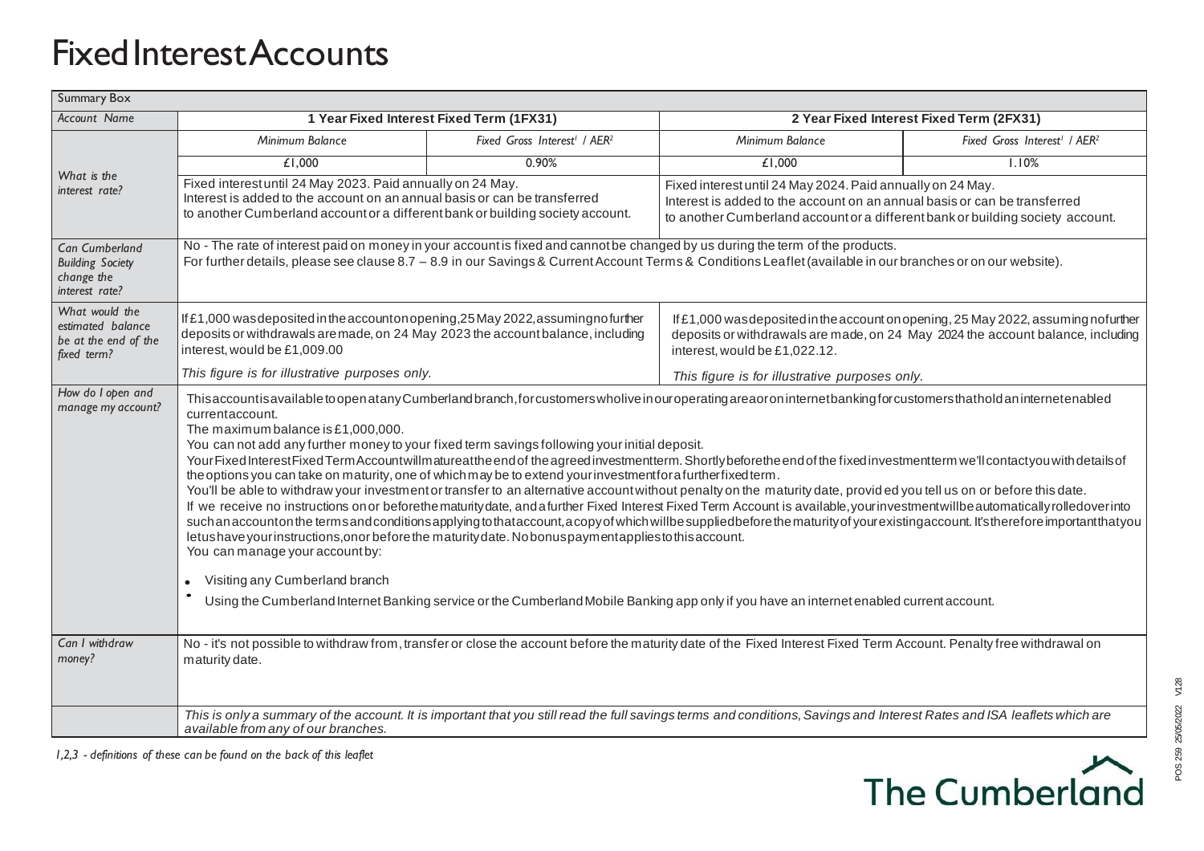# Fixed Interest Accounts

| Summary Box | | | | |
|---|---|---|---|---|
| *Account Name* | **1 Year Fixed Interest Fixed Term (1FX31)** | | **2 Year Fixed Interest Fixed Term (2FX31)** | |
| *What is the interest rate?* | *Minimum Balance* | *Fixed Gross Interest[1] / AER[2]* | *Minimum Balance* | *Fixed Gross Interest[1] / AER[2]* |
| | £1,000 | 0.90% | £1,000 | 1.10% |
| | Fixed interest until 24 May 2023. Paid annually on 24 May. Interest is added to the account on an annual basis or can be transferred to another Cumberland account or a different bank or building society account. | | Fixed interest until 24 May 2024. Paid annually on 24 May. Interest is added to the account on an annual basis or can be transferred to another Cumberland account or a different bank or building society account. | |
| *Can Cumberland Building Society change the interest rate?* | No - The rate of interest paid on money in your account is fixed and cannot be changed by us during the term of the products. For further details, please see clause 8.7 – 8.9 in our Savings & Current Account Terms & Conditions Leaflet (available in our branches or on our website). | | | |
| *What would the estimated balance be at the end of the fixed term?* | If £1,000 was deposited in the account on opening, 25 May 2022, assuming no further deposits or withdrawals are made, on 24 May 2023 the account balance, including interest, would be £1,009.00<br>*This figure is for illustrative purposes only.* | | If £1,000 was deposited in the account on opening, 25 May 2022, assuming no further deposits or withdrawals are made, on 24 May 2024 the account balance, including interest, would be £1,022.12.<br>*This figure is for illustrative purposes only.* | |
| *How do I open and manage my account?* | This account is available to open at any Cumberland branch, for customers who live in our operating area or on internet banking for customers that hold an internet enabled current account.<br>The maximum balance is £1,000,000.<br>You can not add any further money to your fixed term savings following your initial deposit.<br>Your Fixed Interest Fixed Term Account will mature at the end of the agreed investment term. Shortly before the end of the fixed investment term we'll contact you with details of the options you can take on maturity, one of which may be to extend your investment for a further fixed term.<br>You'll be able to withdraw your investment or transfer to an alternative account without penalty on the maturity date, provided you tell us on or before this date.<br>If we receive no instructions on or before the maturity date, and a further Fixed Interest Fixed Term Account is available, your investment will be automatically rolled over into such an account on the terms and conditions applying to that account, a copy of which will be supplied before the maturity of your existing account. It's therefore important that you let us have your instructions, on or before the maturity date. No bonus payment applies to this account.<br>You can manage your account by:<br>• Visiting any Cumberland branch<br>• Using the Cumberland Internet Banking service or the Cumberland Mobile Banking app only if you have an internet enabled current account. | | | |
| *Can I withdraw money?* | No - it's not possible to withdraw from, transfer or close the account before the maturity date of the Fixed Interest Fixed Term Account. Penalty free withdrawal on maturity date. | | | |
| | *This is only a summary of the account. It is important that you still read the full savings terms and conditions, Savings and Interest Rates and ISA leaflets which are available from any of our branches.* | | | |

*1,2,3 - definitions of these can be found on the back of this leaflet*

The Cumberland

POS 259 25/05/2022 V128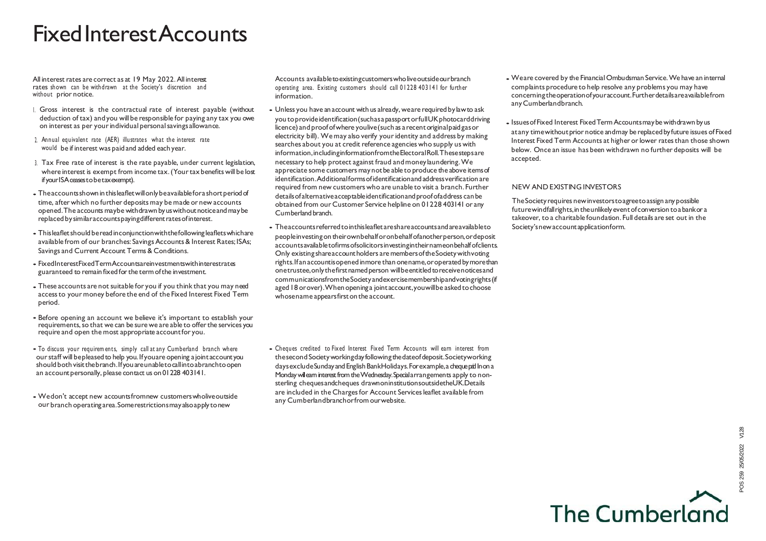# Fixed Interest Accounts

All interest rates are correct as at 19 May 2022. All interest rates shown can be withdrawn at the Society's discretion and without prior notice.

1. Gross interest is the contractual rate of interest payable (without deduction of tax) and you will be responsible for paying any tax you owe on interest as per your individual personal savings allowance.
2. Annual equivalent rate (AER) illustrates what the interest rate would be if interest was paid and added each year.
3. Tax Free rate of interest is the rate payable, under current legislation, where interest is exempt from income tax. (Your tax benefits will be lost if your ISA ceases to be tax exempt).

- The accounts shown in this leaflet will only be available for a short period of time, after which no further deposits may be made or new accounts opened. The accounts may be withdrawn by us without notice and may be replaced by similar accounts paying different rates of interest.
- This leaflet should be read in conjunction with the following leaflets which are available from of our branches: Savings Accounts & Interest Rates; ISAs; Savings and Current Account Terms & Conditions.
- Fixed Interest Fixed Term Accounts are investments with interest rates guaranteed to remain fixed for the term of the investment.
- These accounts are not suitable for you if you think that you may need access to your money before the end of the Fixed Interest Fixed Term period.
- Before opening an account we believe it's important to establish your requirements, so that we can be sure we are able to offer the services you require and open the most appropriate account for you.
- To discuss your requirements, simply call at any Cumberland branch where our staff will be pleased to help you. If you are opening a joint account you should both visit the branch. If you are unable to call into a branch to open an account personally, please contact us on 01228 403141.
- We don't accept new accounts from new customers who live outside our branch operating area. Some restrictions may also apply to new Accounts available to existing customers who live outside our branch operating area. Existing customers should call 01228 403141 for further information.
- Unless you have an account with us already, we are required by law to ask you to provide identification (such as a passport or full UK photocard driving licence) and proof of where you live (such as a recent original paid gas or electricity bill). We may also verify your identity and address by making searches about you at credit reference agencies who supply us with information, including information from the Electoral Roll. These steps are necessary to help protect against fraud and money laundering. We appreciate some customers may not be able to produce the above items of identification. Additional forms of identification and address verification are required from new customers who are unable to visit a branch. Further details of alternative acceptable identification and proof of address can be obtained from our Customer Service helpline on 01228 403141 or any Cumberland branch.
- The accounts referred to in this leaflet are share accounts and are available to people investing on their own behalf or on behalf of another person, or deposit accounts available to firms of solicitors investing in their name on behalf of clients. Only existing share account holders are members of the Society with voting rights. If an account is opened in more than one name, or operated by more than one trustee, only the first named person will be entitled to receive notices and communications from the Society and exercise membership and voting rights (if aged 18 or over). When opening a joint account, you will be asked to choose whose name appears first on the account.
- Cheques credited to Fixed Interest Fixed Term Accounts will earn interest from the second Society working day following the date of deposit. Society working days exclude Sunday and English Bank Holidays. For example, a cheque paid in on a Monday will earn interest from the Wednesday. Special arrangements apply to non-sterling cheques and cheques drawn on institutions outside the UK. Details are included in the Charges for Account Services leaflet available from any Cumberland branch or from our website.
- We are covered by the Financial Ombudsman Service. We have an internal complaints procedure to help resolve any problems you may have concerning the operation of your account. Further details are available from any Cumberland branch.
- Issues of Fixed Interest Fixed Term Accounts may be withdrawn by us at any time without prior notice and may be replaced by future issues of Fixed Interest Fixed Term Accounts at higher or lower rates than those shown below. Once an issue has been withdrawn no further deposits will be accepted.

## NEW AND EXISTING INVESTORS

The Society requires new investors to agree to assign any possible future windfall rights, in the unlikely event of conversion to a bank or a takeover, to a charitable foundation. Full details are set out in the Society's new account application form.

POS 259 25/05/2022 V128

The Cumberland